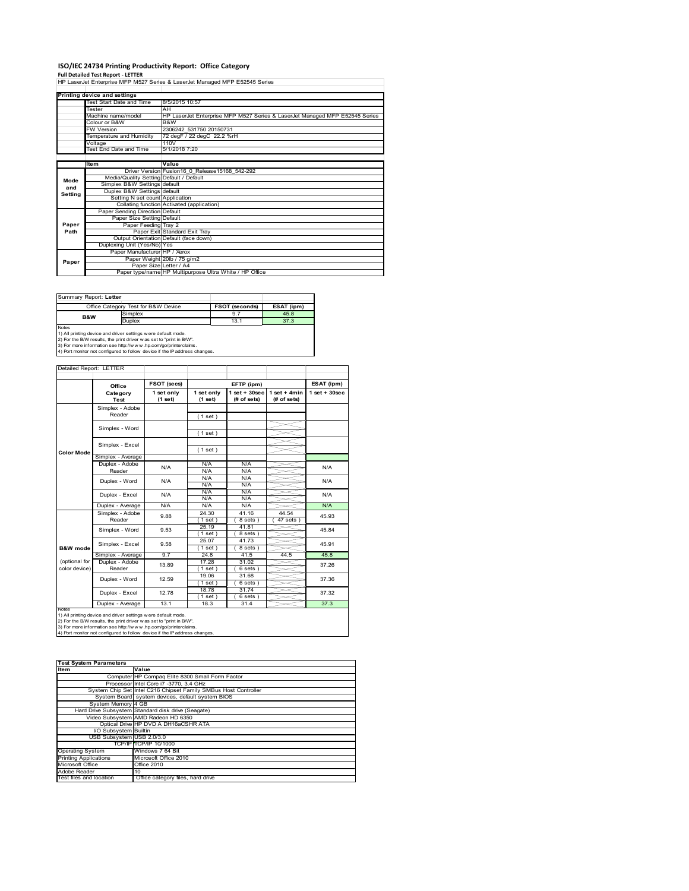# ISO/IEC 24734 Printing Productivity Report: Office Category

**Full Detailed Test Report - LETTER**

HP LaserJet Enterprise MFP M527 Series & LaserJet Managed MFP E52545 Series

| Printing device and settings | |
|---|---|
| Test Start Date and Time | 8/5/2015 10:57 |
| Tester | AH |
| Machine name/model | HP LaserJet Enterprise MFP M527 Series & LaserJet Managed MFP E52545 Series |
| Colour or B&W | B&W |
| FW Version | 2306242_531750 20150731 |
| Temperature and Humidity | 72 degF / 22 degC 22.2 %rH |
| Voltage | 110V |
| Test End Date and Time | 5/1/2018 7:20 |

| | Item | Value |
|---|---|---|
| Mode and Setting | Driver Version | Fusion16_0_Release15168_542-292 |
| | Media/Quality Setting | Default / Default |
| | Simplex B&W Settings | default |
| | Duplex B&W Settings | default |
| | Setting N set count | Application |
| | Collating function | Activated (application) |
| Paper Path | Paper Sending Direction | Default |
| | Paper Size Setting | Default |
| | Paper Feeding | Tray 2 |
| | Paper Exit | Standard Exit Tray |
| | Output Orientation | Default (face down) |
| | Duplexing Unit (Yes/No) | Yes |
| Paper | Paper Manufacturer | HP / Xerox |
| | Paper Weight | 20lb / 75 g/m2 |
| | Paper Size | Letter / A4 |
| | Paper type/name | HP Multipurpose Ultra White / HP Office |

Summary Report: **Letter**

| Office Category Test for B&W Device | | FSOT (seconds) | ESAT (ipm) |
|---|---|---|---|
| B&W | Simplex | 9.7 | 45.8 |
| | Duplex | 13.1 | 37.3 |

Notes
1) All printing device and driver settings were default mode.
2) For the B/W results, the print driver was set to "print in B/W".
3) For more information see http://www.hp.com/go/printerclaims.
4) Port monitor not configured to follow device if the IP address changes.

Detailed Report: LETTER

| | Office Category Test | FSOT (secs) 1 set only (1 set) | EFTP (ipm) 1 set only (1 set) | EFTP (ipm) 1 set + 30sec (# of sets) | EFTP (ipm) 1 set + 4min (# of sets) | ESAT (ipm) 1 set + 30sec |
|---|---|---|---|---|---|---|
| Color Mode | Simplex - Adobe Reader | | (1 set) | | | |
| | Simplex - Word | | (1 set) | | | |
| | Simplex - Excel | | (1 set) | | | |
| | Simplex - Average | | | | | |
| | Duplex - Adobe Reader | N/A | N/A / N/A | N/A / N/A | | N/A |
| | Duplex - Word | N/A | N/A / N/A | N/A / N/A | | N/A |
| | Duplex - Excel | N/A | N/A / N/A | N/A / N/A | | N/A |
| | Duplex - Average | N/A | N/A | N/A | | N/A |
| B&W mode (optional for color device) | Simplex - Adobe Reader | 9.88 | 24.30 (1 set) | 41.16 (8 sets) | 44.54 (47 sets) | 45.93 |
| | Simplex - Word | 9.53 | 25.19 (1 set) | 41.81 (8 sets) | | 45.84 |
| | Simplex - Excel | 9.58 | 25.07 (1 set) | 41.73 (8 sets) | | 45.91 |
| | Simplex - Average | 9.7 | 24.8 | 41.5 | 44.5 | 45.8 |
| | Duplex - Adobe Reader | 13.89 | 17.28 (1 set) | 31.02 (6 sets) | | 37.26 |
| | Duplex - Word | 12.59 | 19.06 (1 set) | 31.68 (6 sets) | | 37.36 |
| | Duplex - Excel | 12.78 | 18.78 (1 set) | 31.74 (6 sets) | | 37.32 |
| | Duplex - Average | 13.1 | 18.3 | 31.4 | | 37.3 |

Notes
1) All printing device and driver settings were default mode.
2) For the B/W results, the print driver was set to "print in B/W".
3) For more information see http://www.hp.com/go/printerclaims.
4) Port monitor not configured to follow device if the IP address changes.

| Test System Parameters | |
|---|---|
| **Item** | **Value** |
| Computer | HP Compaq Elite 8300 Small Form Factor |
| Processor | Intel Core i7 -3770, 3.4 GHz |
| System Chip Set | Intel C216 Chipset Family SMBus Host Controller |
| System Board | system devices, default system BIOS |
| System Memory | 4 GB |
| Hard Drive Subsystem | Standard disk drive (Seagate) |
| Video Subsystem | AMD Radeon HD 6350 |
| Optical Drive | HP DVD A DH16aCSHR ATA |
| I/O Subsystem | Builtin |
| USB Subsystem | USB 2.0/3.0 |
| TCP/IP | TCP/IP 10/1000 |
| Operating System | Windows 7 64 Bit |
| Printing Applications | Microsoft Office 2010 |
| Microsoft Office | Office 2010 |
| Adobe Reader | 10 |
| Test files and location | Office category files, hard drive |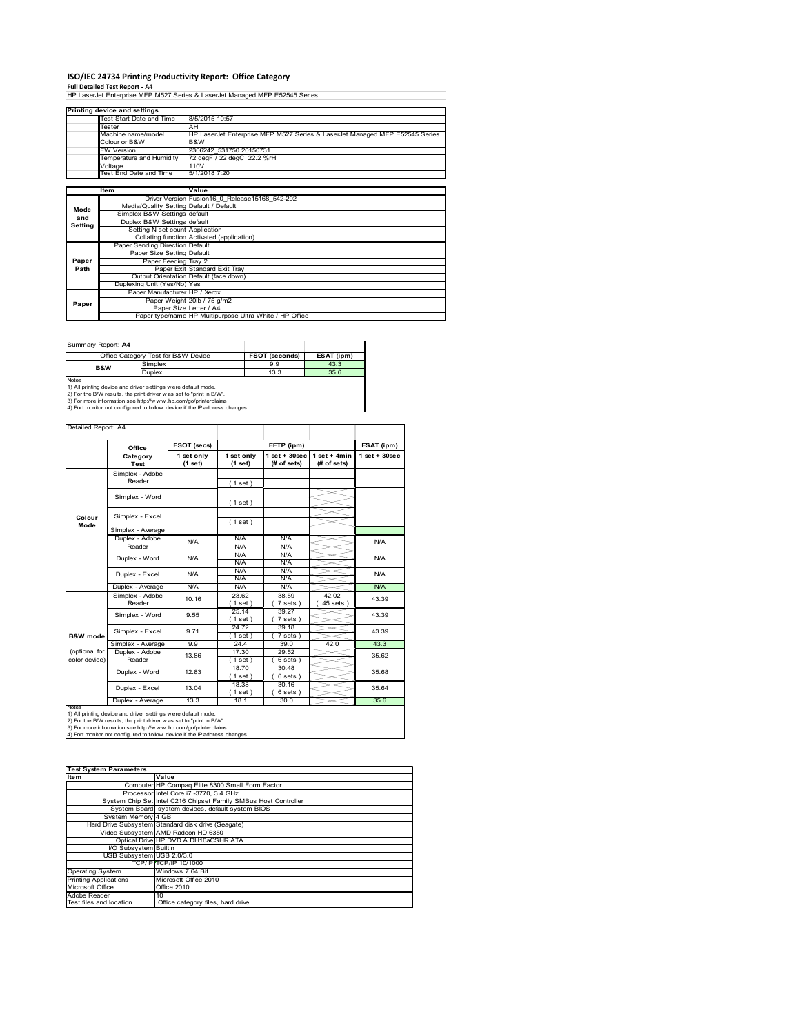# ISO/IEC 24734 Printing Productivity Report: Office Category

**Full Detailed Test Report - A4**

HP LaserJet Enterprise MFP M527 Series & LaserJet Managed MFP E52545 Series

| Printing device and settings | |
|---|---|
| Test Start Date and Time | 8/5/2015 10:57 |
| Tester | AH |
| Machine name/model | HP LaserJet Enterprise MFP M527 Series & LaserJet Managed MFP E52545 Series |
| Colour or B&W | B&W |
| FW Version | 2306242_531750 20150731 |
| Temperature and Humidity | 72 degF / 22 degC 22.2 %rH |
| Voltage | 110V |
| Test End Date and Time | 5/1/2018 7:20 |

| | Item | Value |
|---|---|---|
| Mode and Setting | Driver Version | Fusion16_0_Release15168_542-292 |
| | Media/Quality Setting | Default / Default |
| | Simplex B&W Settings | default |
| | Duplex B&W Settings | default |
| | Setting N set count | Application |
| | Collating function | Activated (application) |
| Paper Path | Paper Sending Direction | Default |
| | Paper Size Setting | Default |
| | Paper Feeding | Tray 2 |
| | Paper Exit | Standard Exit Tray |
| | Output Orientation | Default (face down) |
| | Duplexing Unit (Yes/No) | Yes |
| Paper | Paper Manufacturer | HP / Xerox |
| | Paper Weight | 20lb / 75 g/m2 |
| | Paper Size | Letter / A4 |
| | Paper type/name | HP Multipurpose Ultra White / HP Office |

Summary Report: **A4**

| Office Category Test for B&W Device | | FSOT (seconds) | ESAT (ipm) |
|---|---|---|---|
| B&W | Simplex | 9.9 | 43.3 |
| | Duplex | 13.3 | 35.6 |

Notes
1) All printing device and driver settings were default mode.
2) For the B/W results, the print driver was set to "print in B/W".
3) For more information see http://www.hp.com/go/printerclaims.
4) Port monitor not configured to follow device if the IP address changes.

Detailed Report: A4

| | Office Category Test | FSOT (secs) 1 set only (1 set) | EFTP (ipm) 1 set only (1 set) | EFTP (ipm) 1 set + 30sec (# of sets) | EFTP (ipm) 1 set + 4min (# of sets) | ESAT (ipm) 1 set + 30sec |
|---|---|---|---|---|---|---|
| Colour Mode | Simplex - Adobe Reader | | (1 set) | | | |
| | Simplex - Word | | (1 set) | | | |
| | Simplex - Excel | | (1 set) | | | |
| | Simplex - Average | | | | | |
| | Duplex - Adobe Reader | N/A | N/A<br>N/A | N/A<br>N/A | | N/A |
| | Duplex - Word | N/A | N/A<br>N/A | N/A<br>N/A | | N/A |
| | Duplex - Excel | N/A | N/A<br>N/A | N/A<br>N/A | | N/A |
| | Duplex - Average | N/A | N/A | N/A | | N/A |
| B&W mode (optional for color device) | Simplex - Adobe Reader | 10.16 | 23.62<br>(1 set) | 38.59<br>(7 sets) | 42.02<br>(45 sets) | 43.39 |
| | Simplex - Word | 9.55 | 25.14<br>(1 set) | 39.27<br>(7 sets) | | 43.39 |
| | Simplex - Excel | 9.71 | 24.72<br>(1 set) | 39.18<br>(7 sets) | | 43.39 |
| | Simplex - Average | 9.9 | 24.4 | 39.0 | 42.0 | 43.3 |
| | Duplex - Adobe Reader | 13.86 | 17.30<br>(1 set) | 29.52<br>(6 sets) | | 35.62 |
| | Duplex - Word | 12.83 | 18.70<br>(1 set) | 30.48<br>(6 sets) | | 35.68 |
| | Duplex - Excel | 13.04 | 18.38<br>(1 set) | 30.16<br>(6 sets) | | 35.64 |
| | Duplex - Average | 13.3 | 18.1 | 30.0 | | 35.6 |

Notes
1) All printing device and driver settings were default mode.
2) For the B/W results, the print driver was set to "print in B/W".
3) For more information see http://www.hp.com/go/printerclaims.
4) Port monitor not configured to follow device if the IP address changes.

| Test System Parameters | |
|---|---|
| **Item** | **Value** |
| Computer | HP Compaq Elite 8300 Small Form Factor |
| Processor | Intel Core i7 -3770, 3.4 GHz |
| System Chip Set | Intel C216 Chipset Family SMBus Host Controller |
| System Board | system devices, default system BIOS |
| System Memory | 4 GB |
| Hard Drive Subsystem | Standard disk drive (Seagate) |
| Video Subsystem | AMD Radeon HD 6350 |
| Optical Drive | HP DVD A DH16aCSHR ATA |
| I/O Subsystem | Builtin |
| USB Subsystem | USB 2.0/3.0 |
| TCP/IP | TCP/IP 10/1000 |
| Operating System | Windows 7 64 Bit |
| Printing Applications | Microsoft Office 2010 |
| Microsoft Office | Office 2010 |
| Adobe Reader | 10 |
| Test files and location | Office category files, hard drive |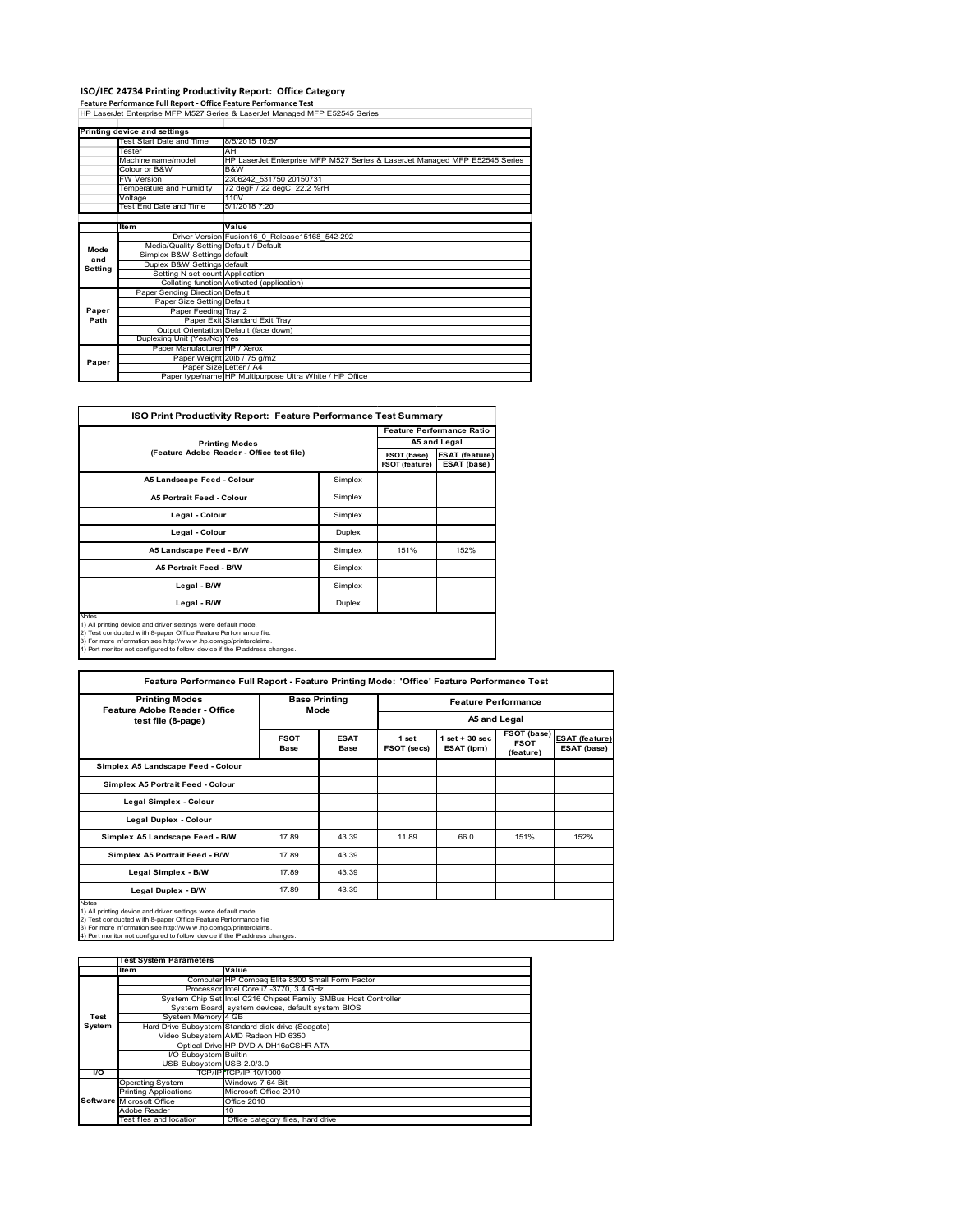# ISO/IEC 24734 Printing Productivity Report: Office Category

**Feature Performance Full Report - Office Feature Performance Test**

HP LaserJet Enterprise MFP M527 Series & LaserJet Managed MFP E52545 Series

| Printing device and settings | |
|---|---|
| Test Start Date and Time | 8/5/2015 10:57 |
| Tester | AH |
| Machine name/model | HP LaserJet Enterprise MFP M527 Series & LaserJet Managed MFP E52545 Series |
| Colour or B&W | B&W |
| FW Version | 2306242_531750 20150731 |
| Temperature and Humidity | 72 degF / 22 degC 22.2 %rH |
| Voltage | 110V |
| Test End Date and Time | 5/1/2018 7:20 |

| | Item | Value |
|---|---|---|
| Mode and Setting | Driver Version | Fusion16_0_Release15168_542-292 |
| | Media/Quality Setting | Default / Default |
| | Simplex B&W Settings | default |
| | Duplex B&W Settings | default |
| | Setting N set count | Application |
| | Collating function | Activated (application) |
| Paper Path | Paper Sending Direction | Default |
| | Paper Size Setting | Default |
| | Paper Feeding | Tray 2 |
| | Paper Exit | Standard Exit Tray |
| | Output Orientation | Default (face down) |
| | Duplexing Unit (Yes/No) | Yes |
| Paper | Paper Manufacturer | HP / Xerox |
| | Paper Weight | 20lb / 75 g/m2 |
| | Paper Size | Letter / A4 |
| | Paper type/name | HP Multipurpose Ultra White / HP Office |

## ISO Print Productivity Report: Feature Performance Test Summary

| Printing Modes (Feature Adobe Reader - Office test file) | | Feature Performance Ratio A5 and Legal | |
|---|---|---|---|
| | | FSOT (base) / FSOT (feature) | ESAT (feature) / ESAT (base) |
| A5 Landscape Feed - Colour | Simplex | | |
| A5 Portrait Feed - Colour | Simplex | | |
| Legal - Colour | Simplex | | |
| Legal - Colour | Duplex | | |
| A5 Landscape Feed - B/W | Simplex | 151% | 152% |
| A5 Portrait Feed - B/W | Simplex | | |
| Legal - B/W | Simplex | | |
| Legal - B/W | Duplex | | |

Notes
1) All printing device and driver settings were default mode.
2) Test conducted with 8-paper Office Feature Performance file.
3) For more information see http://www.hp.com/go/printerclaims.
4) Port monitor not configured to follow device if the IP address changes.

## Feature Performance Full Report - Feature Printing Mode: 'Office' Feature Performance Test

| Printing Modes Feature Adobe Reader - Office test file (8-page) | Base Printing Mode | | Feature Performance A5 and Legal | | | |
|---|---|---|---|---|---|---|
| | FSOT Base | ESAT Base | 1 set FSOT (secs) | 1 set + 30 sec ESAT (ipm) | FSOT (base) / FSOT (feature) | ESAT (feature) / ESAT (base) |
| Simplex A5 Landscape Feed - Colour | | | | | | |
| Simplex A5 Portrait Feed - Colour | | | | | | |
| Legal Simplex - Colour | | | | | | |
| Legal Duplex - Colour | | | | | | |
| Simplex A5 Landscape Feed - B/W | 17.89 | 43.39 | 11.89 | 66.0 | 151% | 152% |
| Simplex A5 Portrait Feed - B/W | 17.89 | 43.39 | | | | |
| Legal Simplex - B/W | 17.89 | 43.39 | | | | |
| Legal Duplex - B/W | 17.89 | 43.39 | | | | |

Notes
1) All printing device and driver settings were default mode.
2) Test conducted with 8-paper Office Feature Performance file
3) For more information see http://www.hp.com/go/printerclaims.
4) Port monitor not configured to follow device if the IP address changes.

| | Test System Parameters | |
|---|---|---|
| | Item | Value |
| Test System | Computer | HP Compaq Elite 8300 Small Form Factor |
| | Processor | Intel Core i7 -3770, 3.4 GHz |
| | System Chip Set | Intel C216 Chipset Family SMBus Host Controller |
| | System Board | system devices, default system BIOS |
| | System Memory | 4 GB |
| | Hard Drive Subsystem | Standard disk drive (Seagate) |
| | Video Subsystem | AMD Radeon HD 6350 |
| | Optical Drive | HP DVD A DH16aCSHR ATA |
| | I/O Subsystem | Builtin |
| | USB Subsystem | USB 2.0/3.0 |
| I/O | TCP/IP | TCP/IP 10/1000 |
| Software | Operating System | Windows 7 64 Bit |
| | Printing Applications | Microsoft Office 2010 |
| | Microsoft Office | Office 2010 |
| | Adobe Reader | 10 |
| | Test files and location | Office category files, hard drive |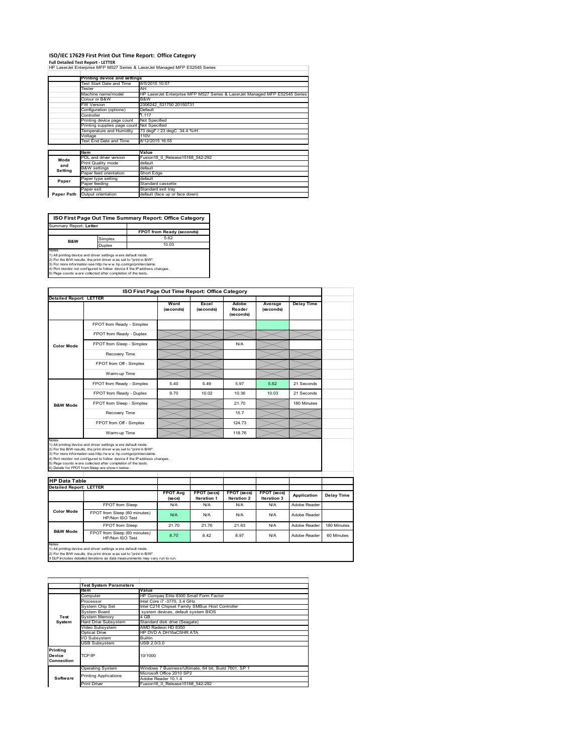# ISO/IEC 17629 First Print Out Time Report: Office Category

**Full Detailed Test Report - LETTER**

HP LaserJet Enterprise MFP M527 Series & LaserJet Managed MFP E52545 Series

| | Printing device and settings | |
|---|---|---|
| | Test Start Date and Time | 8/5/2015 10:57 |
| | Tester | AH |
| | Machine name/model | HP LaserJet Enterprise MFP M527 Series & LaserJet Managed MFP E52545 Series |
| | Colour or B&W | B&W |
| | FW Version | 2306242_531750 20150731 |
| | Configuration (options) | Default |
| | Controller | 1.117 |
| | Printing device page count | Not Specified |
| | Printing supplies page count | Not Specified |
| | Temperature and Humidity | 73 degF / 23 degC 34.4 %rH |
| | Voltage | 110V |
| | Test End Date and Time | 8/12/2015 16:55 |

| | Item | Value |
|---|---|---|
| Mode and Setting | PDL and driver version | Fusion16_0_Release15168_542-292 |
| | Print Quality mode | default |
| | B&W settings | default |
| | Paper feed orientation | Short Edge |
| Paper | Paper type setting | default |
| | Paper feeding | Standard cassette |
| | Paper exit | Standard exit tray |
| Paper Path | Output orientation | default (face up or face down) |

**ISO First Page Out Time Summary Report: Office Category**

| Summary Report: **Letter** | | |
|---|---|---|
| | | FPOT from Ready (seconds) |
| B&W | Simplex | 5.62 |
| | Duplex | 10.03 |

Notes
1) All printing device and driver settings were default mode.
2) For the B/W results, the print driver was set to "print in B/W".
3) For more information see http://www.hp.com/go/printerclaims.
4) Port monitor not configured to follow device if the IP address changes.
5) Page counts were collected after completion of the tests.

**ISO First Page Out Time Report: Office Category**

| Detailed Report: LETTER | | Word (seconds) | Excel (seconds) | Adobe Reader (seconds) | Average (seconds) | Delay Time |
|---|---|---|---|---|---|---|
| Color Mode | FPOT from Ready - Simplex | | | | | |
| | FPOT from Ready - Duplex | | | | | |
| | FPOT from Sleep - Simplex | | | N/A | | |
| | Recovery Time | | | | | |
| | FPOT from Off - Simplex | | | | | |
| | Warm-up Time | | | | | |
| B&W Mode | FPOT from Ready - Simplex | 5.40 | 5.49 | 5.97 | 5.62 | 21 Seconds |
| | FPOT from Ready - Duplex | 9.70 | 10.02 | 10.36 | 10.03 | 21 Seconds |
| | FPOT from Sleep - Simplex | | | 21.70 | | 180 Minutes |
| | Recovery Time | | | 15.7 | | |
| | FPOT from Off - Simplex | | | 124.73 | | |
| | Warm-up Time | | | 118.76 | | |

Notes
1) All printing device and driver settings were default mode.
2) For the B/W results, the print driver was set to "print in B/W".
3) For more information see http://www.hp.com/go/printerclaims.
4) Port monitor not configured to follow device if the IP address changes.
5) Page counts were collected after completion of the tests.
6) Details for FPOT from Sleep are shown below.

**HP Data Table**

| Detailed Report: LETTER | | FPOT Avg (secs) | FPOT (secs) Iteration 1 | FPOT (secs) Iteration 2 | FPOT (secs) Iteration 3 | Application | Delay Time |
|---|---|---|---|---|---|---|---|
| Color Mode | FPOT from Sleep | N/A | N/A | N/A | N/A | Adobe Reader | |
| | FPOT from Sleep (60 minutes) HP/Non ISO Test | N/A | N/A | N/A | N/A | Adobe Reader | |
| B&W Mode | FPOT from Sleep | 21.70 | 21.76 | 21.63 | N/A | Adobe Reader | 180 Minutes |
| | FPOT from Sleep (60 minutes) HP/Non ISO Test | 8.70 | 8.42 | 8.97 | N/A | Adobe Reader | 60 Minutes |

Notes
1) All printing device and driver settings were default mode.
2) For the B/W results, the print driver was set to "print in B/W".
3 DLP includes detailed iterations as data measurements may vary run to run.

| | Test System Parameters | |
|---|---|---|
| | Item | Value |
| Test System | Computer | HP Compaq Elite 8300 Small Form Factor |
| | Processor | Intel Core i7 -3770, 3.4 GHz |
| | System Chip Set | Intel C216 Chipset Family SMBus Host Controller |
| | System Board | system devices, default system BIOS |
| | System Memory | 4 GB |
| | Hard Drive Subsystem | Standard disk drive (Seagate) |
| | Video Subsystem | AMD Radeon HD 6350 |
| | Optical Drive | HP DVD A DH16aCSHR ATA |
| | I/O Subsystem | Builtin |
| | USB Subsystem | USB 2.0/3.0 |
| Printing Device Connection | TCP/IP | 10/1000 |
| Software | Operating System | Windows 7 Business/Ultimate, 64 bit, Build 7601, SP 1 |
| | Printing Applications | Microsoft Office 2010 SP2 |
| | | Adobe Reader 10.1.4 |
| | Print Driver | Fusion16_0_Release15168_542-292 |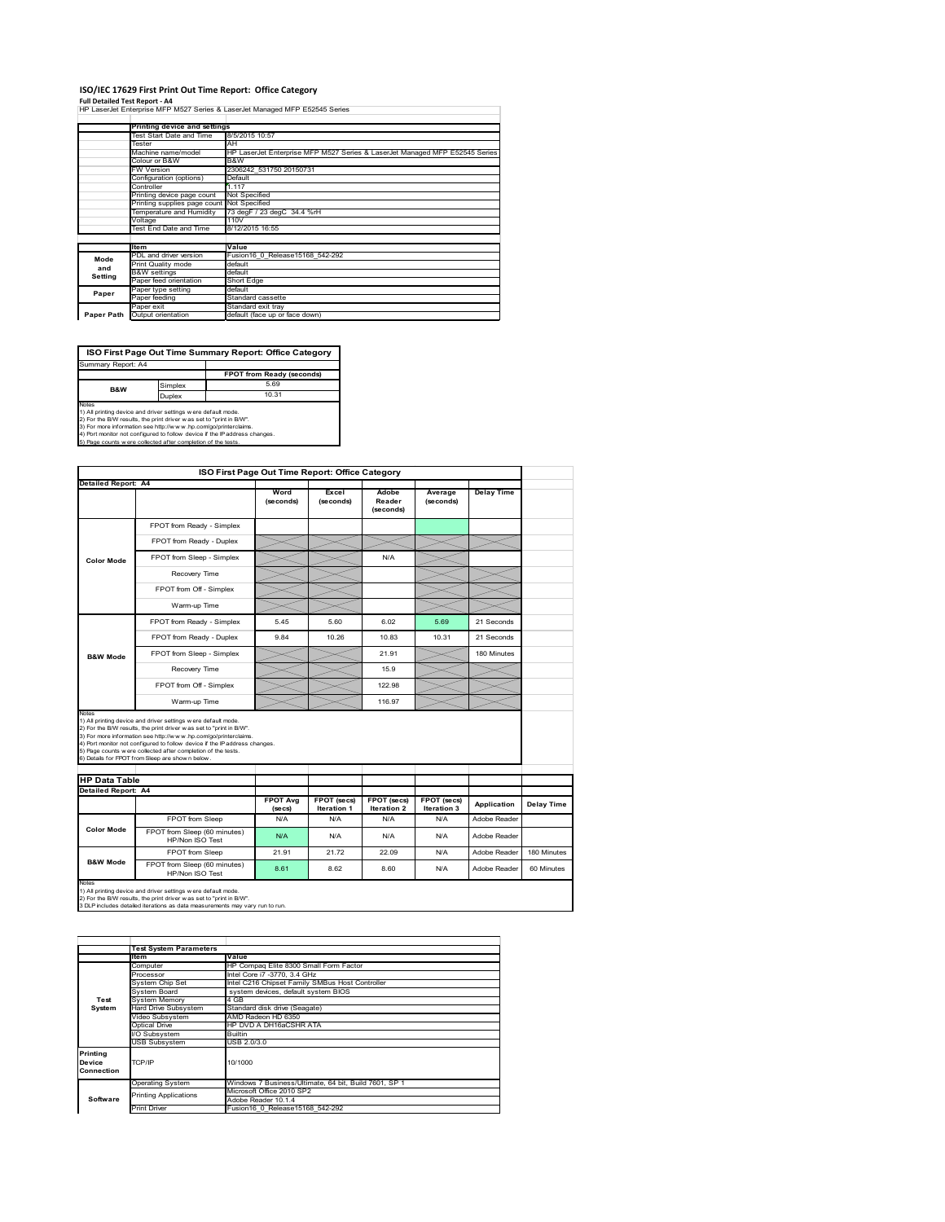# ISO/IEC 17629 First Print Out Time Report: Office Category

**Full Detailed Test Report - A4**

HP LaserJet Enterprise MFP M527 Series & LaserJet Managed MFP E52545 Series

| | Printing device and settings | |
|---|---|---|
| | Test Start Date and Time | 8/5/2015 10:57 |
| | Tester | AH |
| | Machine name/model | HP LaserJet Enterprise MFP M527 Series & LaserJet Managed MFP E52545 Series |
| | Colour or B&W | B&W |
| | FW Version | 2306242_531750 20150731 |
| | Configuration (options) | Default |
| | Controller | 1.117 |
| | Printing device page count | Not Specified |
| | Printing supplies page count | Not Specified |
| | Temperature and Humidity | 73 degF / 23 degC 34.4 %rH |
| | Voltage | 110V |
| | Test End Date and Time | 8/12/2015 16:55 |

| | Item | Value |
|---|---|---|
| Mode and Setting | PDL and driver version | Fusion16_0_Release15168_542-292 |
| | Print Quality mode | default |
| | B&W settings | default |
| | Paper feed orientation | Short Edge |
| Paper | Paper type setting | default |
| | Paper feeding | Standard cassette |
| | Paper exit | Standard exit tray |
| Paper Path | Output orientation | default (face up or face down) |

| ISO First Page Out Time Summary Report: Office Category | | |
|---|---|---|
| Summary Report: A4 | | |
| | | FPOT from Ready (seconds) |
| B&W | Simplex | 5.69 |
| | Duplex | 10.31 |

Notes
1) All printing device and driver settings were default mode.
2) For the B/W results, the print driver was set to "print in B/W".
3) For more information see http://www.hp.com/go/printerclaims.
4) Port monitor not configured to follow device if the IP address changes.
5) Page counts were collected after completion of the tests.

| ISO First Page Out Time Report: Office Category | | | | | | |
|---|---|---|---|---|---|---|
| Detailed Report: A4 | | | | | | |
| | | Word (seconds) | Excel (seconds) | Adobe Reader (seconds) | Average (seconds) | Delay Time |
| Color Mode | FPOT from Ready - Simplex | | | | | |
| | FPOT from Ready - Duplex | | | | | |
| | FPOT from Sleep - Simplex | | | N/A | | |
| | Recovery Time | | | | | |
| | FPOT from Off - Simplex | | | | | |
| | Warm-up Time | | | | | |
| B&W Mode | FPOT from Ready - Simplex | 5.45 | 5.60 | 6.02 | 5.69 | 21 Seconds |
| | FPOT from Ready - Duplex | 9.84 | 10.26 | 10.83 | 10.31 | 21 Seconds |
| | FPOT from Sleep - Simplex | | | 21.91 | | 180 Minutes |
| | Recovery Time | | | 15.9 | | |
| | FPOT from Off - Simplex | | | 122.98 | | |
| | Warm-up Time | | | 116.97 | | |

Notes
1) All printing device and driver settings were default mode.
2) For the B/W results, the print driver was set to "print in B/W".
3) For more information see http://www.hp.com/go/printerclaims.
4) Port monitor not configured to follow device if the IP address changes.
5) Page counts were collected after completion of the tests.
6) Details for FPOT from Sleep are shown below.

| HP Data Table | | | | | | | |
|---|---|---|---|---|---|---|---|
| Detailed Report: A4 | | | | | | | |
| | | FPOT Avg (secs) | FPOT (secs) Iteration 1 | FPOT (secs) Iteration 2 | FPOT (secs) Iteration 3 | Application | Delay Time |
| Color Mode | FPOT from Sleep | N/A | N/A | N/A | N/A | Adobe Reader | |
| | FPOT from Sleep (60 minutes) HP/Non ISO Test | N/A | N/A | N/A | N/A | Adobe Reader | |
| B&W Mode | FPOT from Sleep | 21.91 | 21.72 | 22.09 | N/A | Adobe Reader | 180 Minutes |
| | FPOT from Sleep (60 minutes) HP/Non ISO Test | 8.61 | 8.62 | 8.60 | N/A | Adobe Reader | 60 Minutes |

Notes
1) All printing device and driver settings were default mode.
2) For the B/W results, the print driver was set to "print in B/W".
3 DLP includes detailed iterations as data measurements may vary run to run.

| | Test System Parameters | |
|---|---|---|
| | Item | Value |
| Test System | Computer | HP Compaq Elite 8300 Small Form Factor |
| | Processor | Intel Core i7 -3770, 3.4 GHz |
| | System Chip Set | Intel C216 Chipset Family SMBus Host Controller |
| | System Board | system devices, default system BIOS |
| | System Memory | 4 GB |
| | Hard Drive Subsystem | Standard disk drive (Seagate) |
| | Video Subsystem | AMD Radeon HD 6350 |
| | Optical Drive | HP DVD A DH16aCSHR ATA |
| | I/O Subsystem | Builtin |
| | USB Subsystem | USB 2.0/3.0 |
| Printing Device Connection | TCP/IP | 10/1000 |
| Software | Operating System | Windows 7 Business/Ultimate, 64 bit, Build 7601, SP 1 |
| | Printing Applications | Microsoft Office 2010 SP2 |
| | | Adobe Reader 10.1.4 |
| | Print Driver | Fusion16_0_Release15168_542-292 |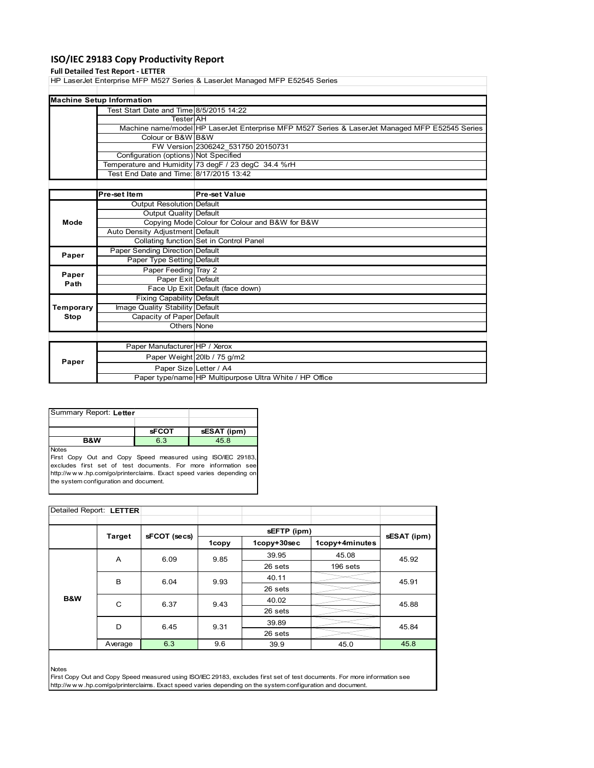# ISO/IEC 29183 Copy Productivity Report

**Full Detailed Test Report - LETTER**

HP LaserJet Enterprise MFP M527 Series & LaserJet Managed MFP E52545 Series

| Machine Setup Information | | |
|---|---|---|
| | Test Start Date and Time | 8/5/2015 14:22 |
| | Tester | AH |
| | Machine name/model | HP LaserJet Enterprise MFP M527 Series & LaserJet Managed MFP E52545 Series |
| | Colour or B&W | B&W |
| | FW Version | 2306242_531750 20150731 |
| | Configuration (options) | Not Specified |
| | Temperature and Humidity | 73 degF / 23 degC 34.4 %rH |
| | Test End Date and Time: | 8/17/2015 13:42 |

| | Pre-set Item | Pre-set Value |
|---|---|---|
| Mode | Output Resolution | Default |
| | Output Quality | Default |
| | Copying Mode | Colour for Colour and B&W for B&W |
| | Auto Density Adjustment | Default |
| | Collating function | Set in Control Panel |
| Paper | Paper Sending Direction | Default |
| | Paper Type Setting | Default |
| Paper Path | Paper Feeding | Tray 2 |
| | Paper Exit | Default |
| | Face Up Exit | Default (face down) |
| Temporary Stop | Fixing Capability | Default |
| | Image Quality Stability | Default |
| | Capacity of Paper | Default |
| | Others | None |

| | | |
|---|---|---|
| Paper | Paper Manufacturer | HP / Xerox |
| | Paper Weight | 20lb / 75 g/m2 |
| | Paper Size | Letter / A4 |
| | Paper type/name | HP Multipurpose Ultra White / HP Office |

Summary Report: **Letter**

| | sFCOT | sESAT (ipm) |
|---|---|---|
| B&W | 6.3 | 45.8 |

Notes
First Copy Out and Copy Speed measured using ISO/IEC 29183, excludes first set of test documents. For more information see http://w w w .hp.com/go/printerclaims. Exact speed varies depending on the system configuration and document.

Detailed Report: **LETTER**

| | Target | sFCOT (secs) | sEFTP (ipm) | | | sESAT (ipm) |
|---|---|---|---|---|---|---|
| | | | 1copy | 1copy+30sec | 1copy+4minutes | |
| B&W | A | 6.09 | 9.85 | 39.95 | 45.08 | 45.92 |
| | | | | 26 sets | 196 sets | |
| | B | 6.04 | 9.93 | 40.11 | | 45.91 |
| | | | | 26 sets | | |
| | C | 6.37 | 9.43 | 40.02 | | 45.88 |
| | | | | 26 sets | | |
| | D | 6.45 | 9.31 | 39.89 | | 45.84 |
| | | | | 26 sets | | |
| | Average | 6.3 | 9.6 | 39.9 | 45.0 | 45.8 |

Notes
First Copy Out and Copy Speed measured using ISO/IEC 29183, excludes first set of test documents. For more information see http://w w w .hp.com/go/printerclaims. Exact speed varies depending on the system configuration and document.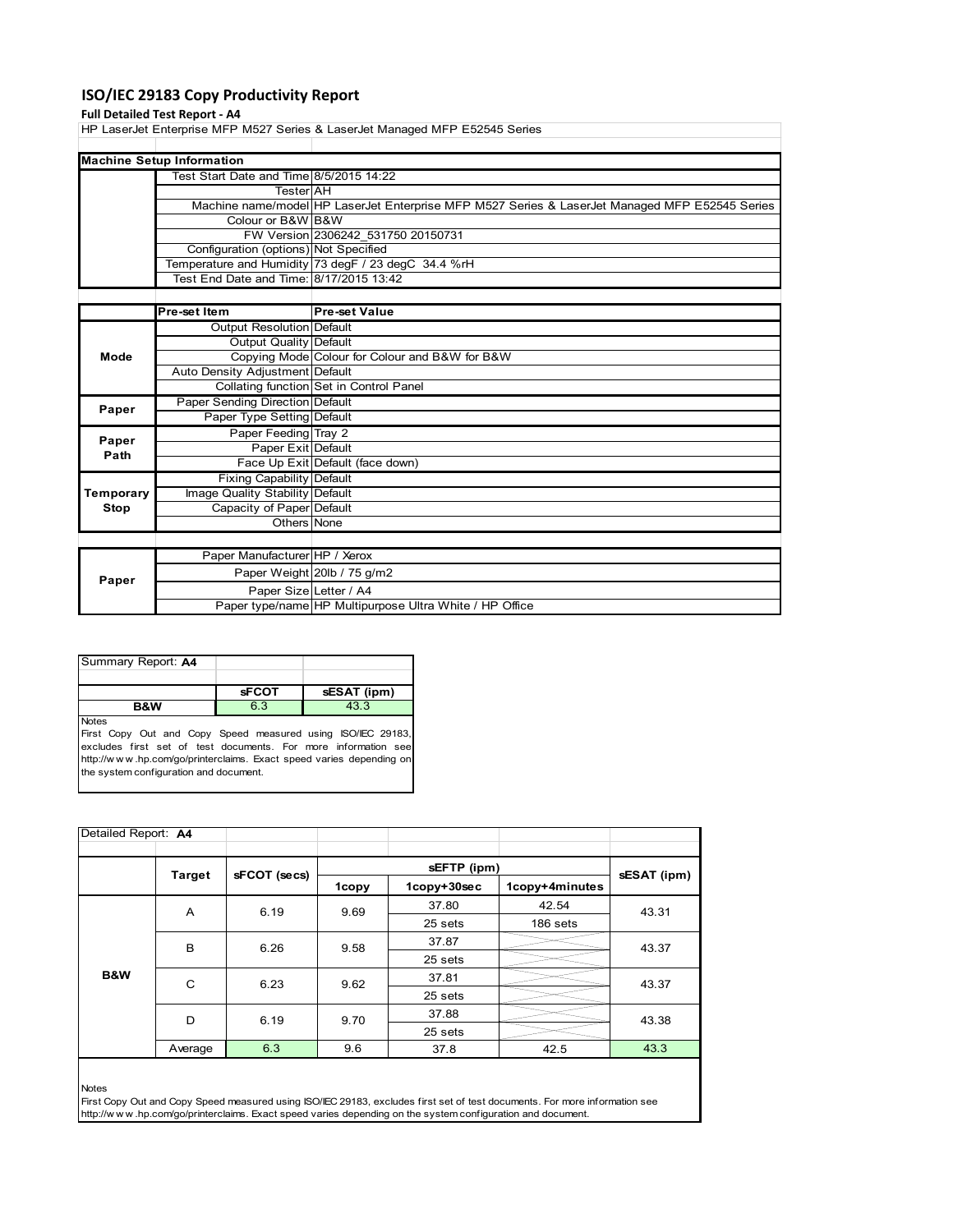# ISO/IEC 29183 Copy Productivity Report

**Full Detailed Test Report - A4**

HP LaserJet Enterprise MFP M527 Series & LaserJet Managed MFP E52545 Series

| Machine Setup Information | | |
|---|---|---|
| | Test Start Date and Time | 8/5/2015 14:22 |
| | Tester | AH |
| | Machine name/model | HP LaserJet Enterprise MFP M527 Series & LaserJet Managed MFP E52545 Series |
| | Colour or B&W | B&W |
| | FW Version | 2306242_531750 20150731 |
| | Configuration (options) | Not Specified |
| | Temperature and Humidity | 73 degF / 23 degC 34.4 %rH |
| | Test End Date and Time: | 8/17/2015 13:42 |

| | Pre-set Item | Pre-set Value |
|---|---|---|
| Mode | Output Resolution | Default |
| | Output Quality | Default |
| | Copying Mode | Colour for Colour and B&W for B&W |
| | Auto Density Adjustment | Default |
| | Collating function | Set in Control Panel |
| Paper | Paper Sending Direction | Default |
| | Paper Type Setting | Default |
| Paper Path | Paper Feeding | Tray 2 |
| | Paper Exit | Default |
| | Face Up Exit | Default (face down) |
| Temporary Stop | Fixing Capability | Default |
| | Image Quality Stability | Default |
| | Capacity of Paper | Default |
| | Others | None |

| | | |
|---|---|---|
| Paper | Paper Manufacturer | HP / Xerox |
| | Paper Weight | 20lb / 75 g/m2 |
| | Paper Size | Letter / A4 |
| | Paper type/name | HP Multipurpose Ultra White / HP Office |

| Summary Report: **A4** | | |
|---|---|---|
| | **sFCOT** | **sESAT (ipm)** |
| **B&W** | 6.3 | 43.3 |

Notes
First Copy Out and Copy Speed measured using ISO/IEC 29183, excludes first set of test documents. For more information see http://www.hp.com/go/printerclaims. Exact speed varies depending on the system configuration and document.

Detailed Report: **A4**

| | Target | sFCOT (secs) | sEFTP (ipm) | | | sESAT (ipm) |
|---|---|---|---|---|---|---|
| | | | 1copy | 1copy+30sec | 1copy+4minutes | |
| B&W | A | 6.19 | 9.69 | 37.80 | 42.54 | 43.31 |
| | | | | 25 sets | 186 sets | |
| | B | 6.26 | 9.58 | 37.87 | | 43.37 |
| | | | | 25 sets | | |
| | C | 6.23 | 9.62 | 37.81 | | 43.37 |
| | | | | 25 sets | | |
| | D | 6.19 | 9.70 | 37.88 | | 43.38 |
| | | | | 25 sets | | |
| | Average | 6.3 | 9.6 | 37.8 | 42.5 | 43.3 |

Notes
First Copy Out and Copy Speed measured using ISO/IEC 29183, excludes first set of test documents. For more information see http://www.hp.com/go/printerclaims. Exact speed varies depending on the system configuration and document.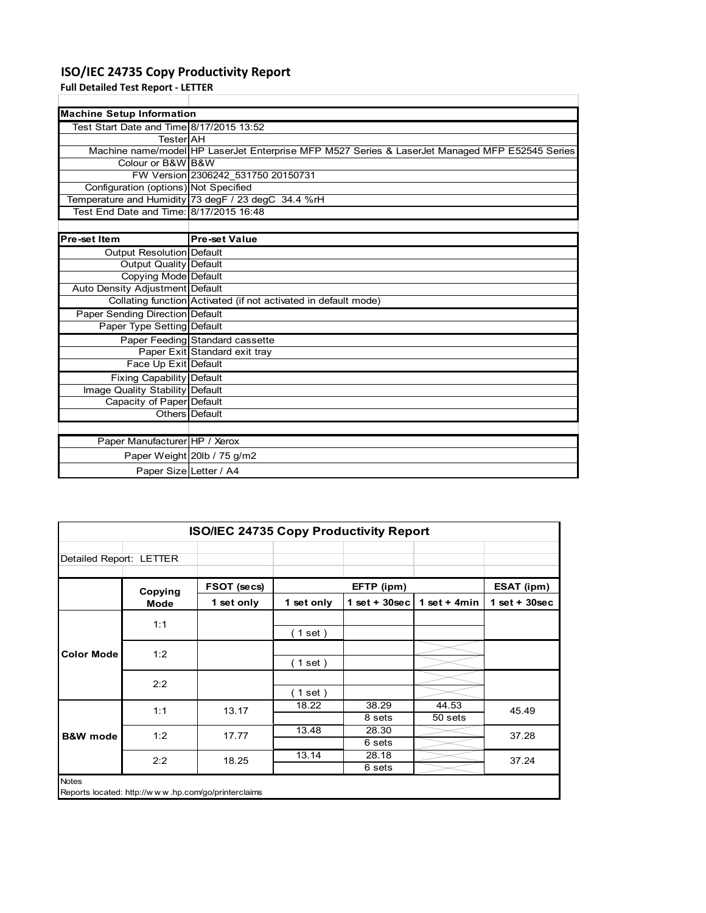# ISO/IEC 24735 Copy Productivity Report

**Full Detailed Test Report - LETTER**

| Machine Setup Information | |
|---|---|
| Test Start Date and Time | 8/17/2015 13:52 |
| Tester | AH |
| Machine name/model | HP LaserJet Enterprise MFP M527 Series & LaserJet Managed MFP E52545 Series |
| Colour or B&W | B&W |
| FW Version | 2306242_531750 20150731 |
| Configuration (options) | Not Specified |
| Temperature and Humidity | 73 degF / 23 degC 34.4 %rH |
| Test End Date and Time: | 8/17/2015 16:48 |

| Pre-set Item | Pre-set Value |
|---|---|
| Output Resolution | Default |
| Output Quality | Default |
| Copying Mode | Default |
| Auto Density Adjustment | Default |
| Collating function | Activated (if not activated in default mode) |
| Paper Sending Direction | Default |
| Paper Type Setting | Default |
| Paper Feeding | Standard cassette |
| Paper Exit | Standard exit tray |
| Face Up Exit | Default |
| Fixing Capability | Default |
| Image Quality Stability | Default |
| Capacity of Paper | Default |
| Others | Default |

| | |
|---|---|
| Paper Manufacturer | HP / Xerox |
| Paper Weight | 20lb / 75 g/m2 |
| Paper Size | Letter / A4 |

**ISO/IEC 24735 Copy Productivity Report**

Detailed Report: LETTER

| | Copying Mode | FSOT (secs) | EFTP (ipm) | | | ESAT (ipm) |
|---|---|---|---|---|---|---|
| | | 1 set only | 1 set only | 1 set + 30sec | 1 set + 4min | 1 set + 30sec |
| Color Mode | 1:1 | | ( 1 set ) | | | |
| | 1:2 | | ( 1 set ) | | | |
| | 2:2 | | ( 1 set ) | | | |
| B&W mode | 1:1 | 13.17 | 18.22 | 38.29<br>8 sets | 44.53<br>50 sets | 45.49 |
| | 1:2 | 17.77 | 13.48 | 28.30<br>6 sets | | 37.28 |
| | 2:2 | 18.25 | 13.14 | 28.18<br>6 sets | | 37.24 |

Notes

Reports located: http://www.hp.com/go/printerclaims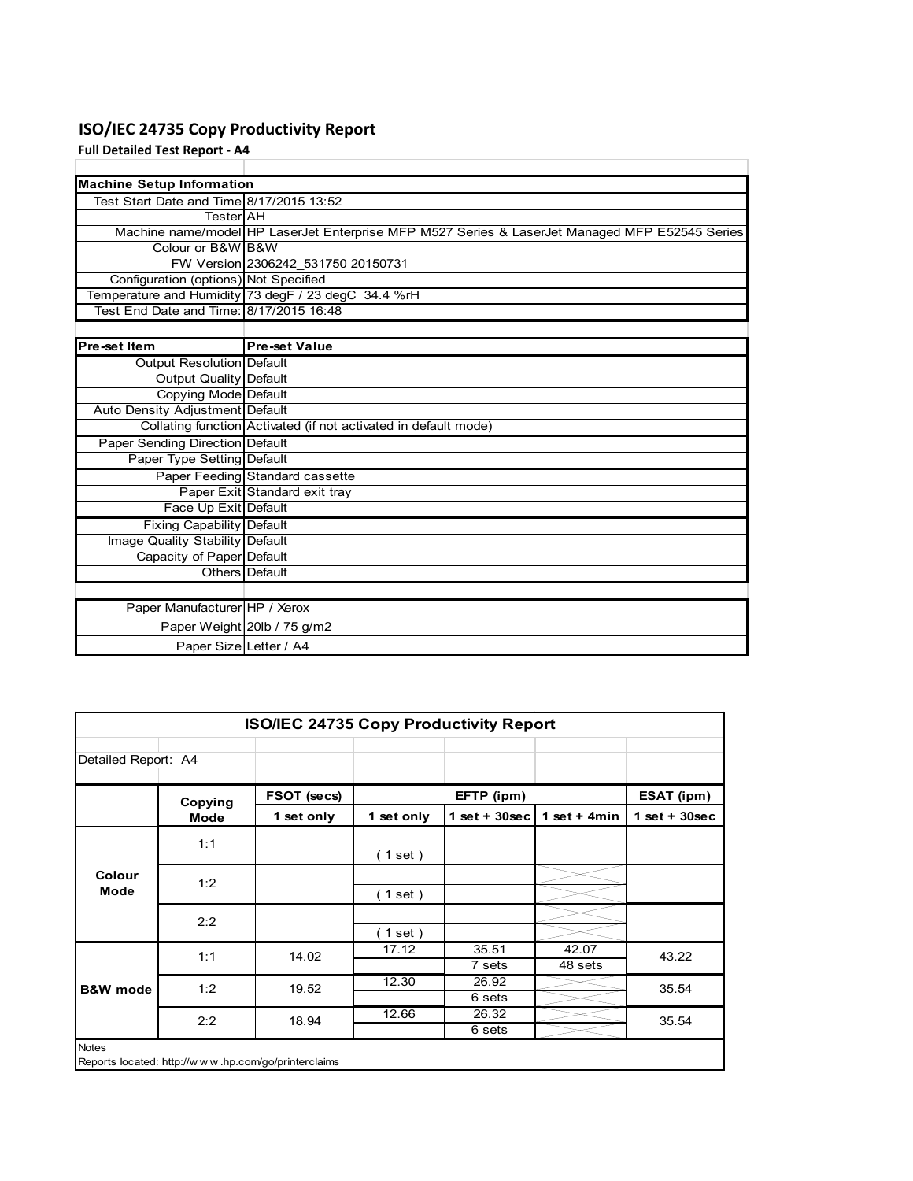# ISO/IEC 24735 Copy Productivity Report

**Full Detailed Test Report - A4**

| **Machine Setup Information** | |
|---|---|
| Test Start Date and Time | 8/17/2015 13:52 |
| Tester | AH |
| Machine name/model | HP LaserJet Enterprise MFP M527 Series & LaserJet Managed MFP E52545 Series |
| Colour or B&W | B&W |
| FW Version | 2306242_531750 20150731 |
| Configuration (options) | Not Specified |
| Temperature and Humidity | 73 degF / 23 degC 34.4 %rH |
| Test End Date and Time: | 8/17/2015 16:48 |

| **Pre-set Item** | **Pre-set Value** |
|---|---|
| Output Resolution | Default |
| Output Quality | Default |
| Copying Mode | Default |
| Auto Density Adjustment | Default |
| Collating function | Activated (if not activated in default mode) |
| Paper Sending Direction | Default |
| Paper Type Setting | Default |
| Paper Feeding | Standard cassette |
| Paper Exit | Standard exit tray |
| Face Up Exit | Default |
| Fixing Capability | Default |
| Image Quality Stability | Default |
| Capacity of Paper | Default |
| Others | Default |

| | |
|---|---|
| Paper Manufacturer | HP / Xerox |
| Paper Weight | 20lb / 75 g/m2 |
| Paper Size | Letter / A4 |

**ISO/IEC 24735 Copy Productivity Report**

Detailed Report: A4

| | Copying Mode | FSOT (secs) | EFTP (ipm) | | | ESAT (ipm) |
|---|---|---|---|---|---|---|
| | | 1 set only | 1 set only | 1 set + 30sec | 1 set + 4min | 1 set + 30sec |
| Colour Mode | 1:1 | | ( 1 set ) | | | |
| | 1:2 | | ( 1 set ) | | | |
| | 2:2 | | ( 1 set ) | | | |
| B&W mode | 1:1 | 14.02 | 17.12 | 35.51<br>7 sets | 42.07<br>48 sets | 43.22 |
| | 1:2 | 19.52 | 12.30 | 26.92<br>6 sets | | 35.54 |
| | 2:2 | 18.94 | 12.66 | 26.32<br>6 sets | | 35.54 |

Notes

Reports located: http://w w w .hp.com/go/printerclaims